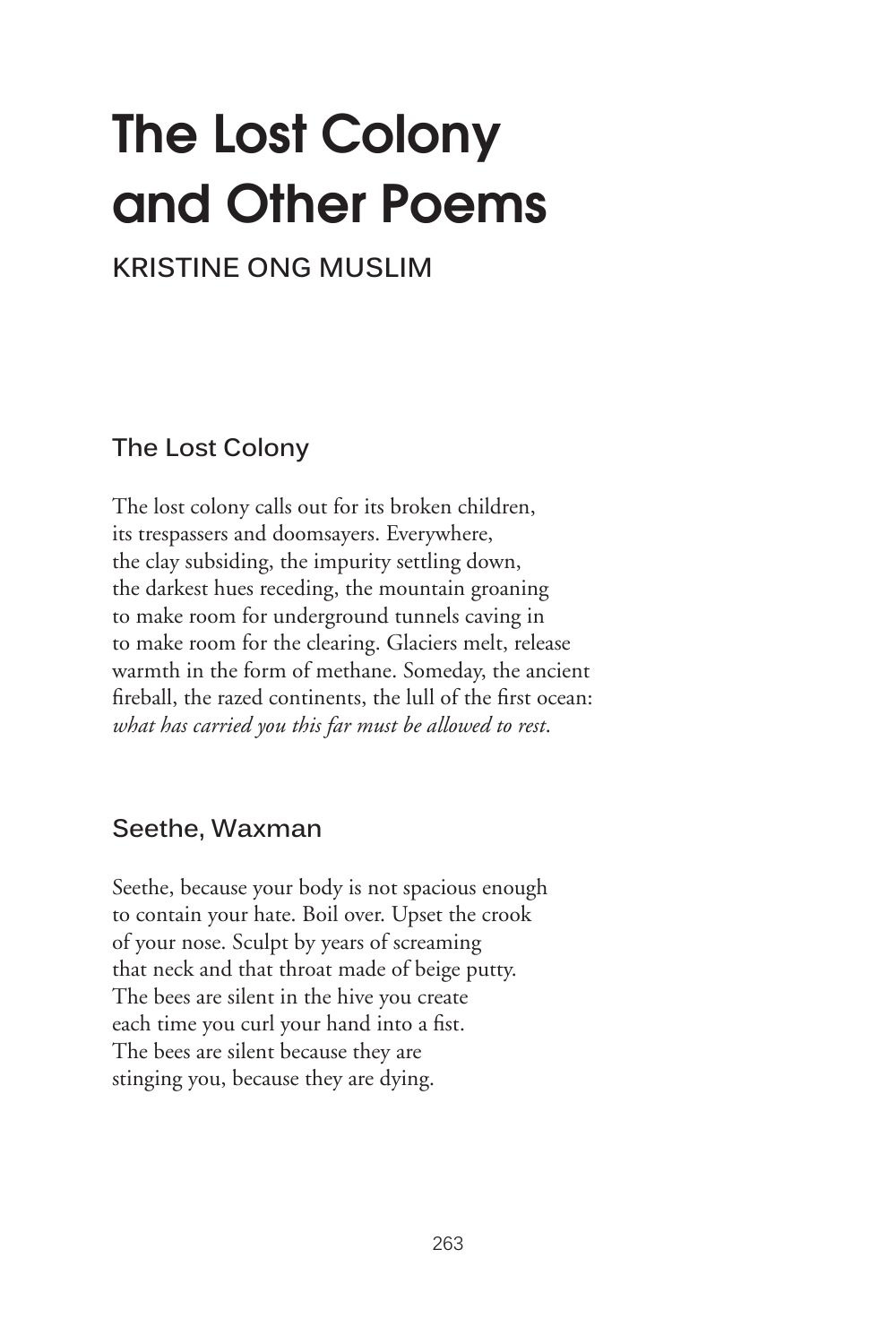# The Lost Colony and Other Poems

KRISTINE ONG MUSLIM

## The Lost Colony

The lost colony calls out for its broken children,
its trespassers and doomsayers. Everywhere,
the clay subsiding, the impurity settling down,
the darkest hues receding, the mountain groaning
to make room for underground tunnels caving in
to make room for the clearing. Glaciers melt, release
warmth in the form of methane. Someday, the ancient
fireball, the razed continents, the lull of the first ocean:
*what has carried you this far must be allowed to rest*.

## Seethe, Waxman

Seethe, because your body is not spacious enough
to contain your hate. Boil over. Upset the crook
of your nose. Sculpt by years of screaming
that neck and that throat made of beige putty.
The bees are silent in the hive you create
each time you curl your hand into a fist.
The bees are silent because they are
stinging you, because they are dying.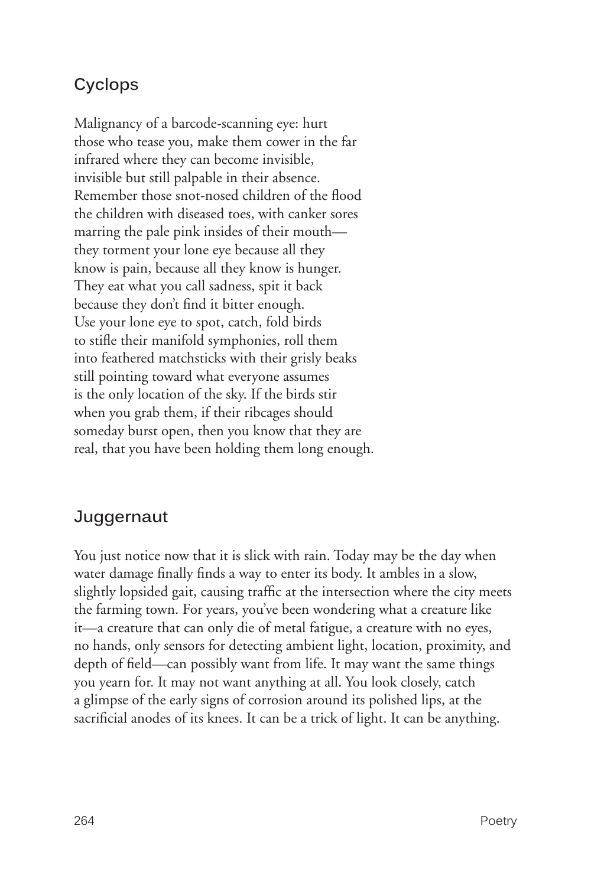## Cyclops

Malignancy of a barcode-scanning eye: hurt  
those who tease you, make them cower in the far  
infrared where they can become invisible,  
invisible but still palpable in their absence.  
Remember those snot-nosed children of the flood  
the children with diseased toes, with canker sores  
marring the pale pink insides of their mouth—  
they torment your lone eye because all they  
know is pain, because all they know is hunger.  
They eat what you call sadness, spit it back  
because they don't find it bitter enough.  
Use your lone eye to spot, catch, fold birds  
to stifle their manifold symphonies, roll them  
into feathered matchsticks with their grisly beaks  
still pointing toward what everyone assumes  
is the only location of the sky. If the birds stir  
when you grab them, if their ribcages should  
someday burst open, then you know that they are  
real, that you have been holding them long enough.

## Juggernaut

You just notice now that it is slick with rain. Today may be the day when water damage finally finds a way to enter its body. It ambles in a slow, slightly lopsided gait, causing traffic at the intersection where the city meets the farming town. For years, you've been wondering what a creature like it—a creature that can only die of metal fatigue, a creature with no eyes, no hands, only sensors for detecting ambient light, location, proximity, and depth of field—can possibly want from life. It may want the same things you yearn for. It may not want anything at all. You look closely, catch a glimpse of the early signs of corrosion around its polished lips, at the sacrificial anodes of its knees. It can be a trick of light. It can be anything.